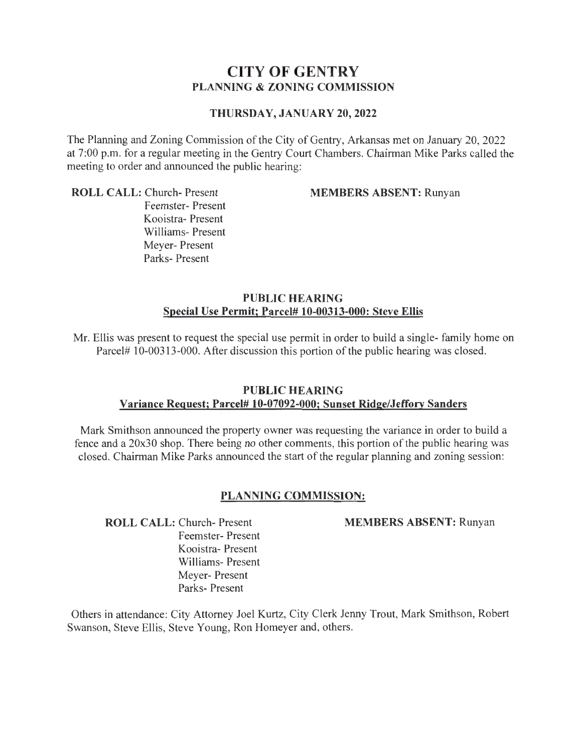# CITY OF GENTRY
## PLANNING & ZONING COMMISSION

### THURSDAY, JANUARY 20, 2022

The Planning and Zoning Commission of the City of Gentry, Arkansas met on January 20, 2022 at 7:00 p.m. for a regular meeting in the Gentry Court Chambers. Chairman Mike Parks called the meeting to order and announced the public hearing:

**ROLL CALL:** Church- Present
Feemster- Present
Kooistra- Present
Williams- Present
Meyer- Present
Parks- Present

**MEMBERS ABSENT:** Runyan

### PUBLIC HEARING
**Special Use Permit; Parcel# 10-00313-000: Steve Ellis**

Mr. Ellis was present to request the special use permit in order to build a single- family home on Parcel# 10-00313-000. After discussion this portion of the public hearing was closed.

### PUBLIC HEARING
**Variance Request; Parcel# 10-07092-000; Sunset Ridge/Jeffory Sanders**

Mark Smithson announced the property owner was requesting the variance in order to build a fence and a 20x30 shop. There being no other comments, this portion of the public hearing was closed. Chairman Mike Parks announced the start of the regular planning and zoning session:

### PLANNING COMMISSION:

**ROLL CALL:** Church- Present
Feemster- Present
Kooistra- Present
Williams- Present
Meyer- Present
Parks- Present

**MEMBERS ABSENT:** Runyan

Others in attendance: City Attorney Joel Kurtz, City Clerk Jenny Trout, Mark Smithson, Robert Swanson, Steve Ellis, Steve Young, Ron Homeyer and, others.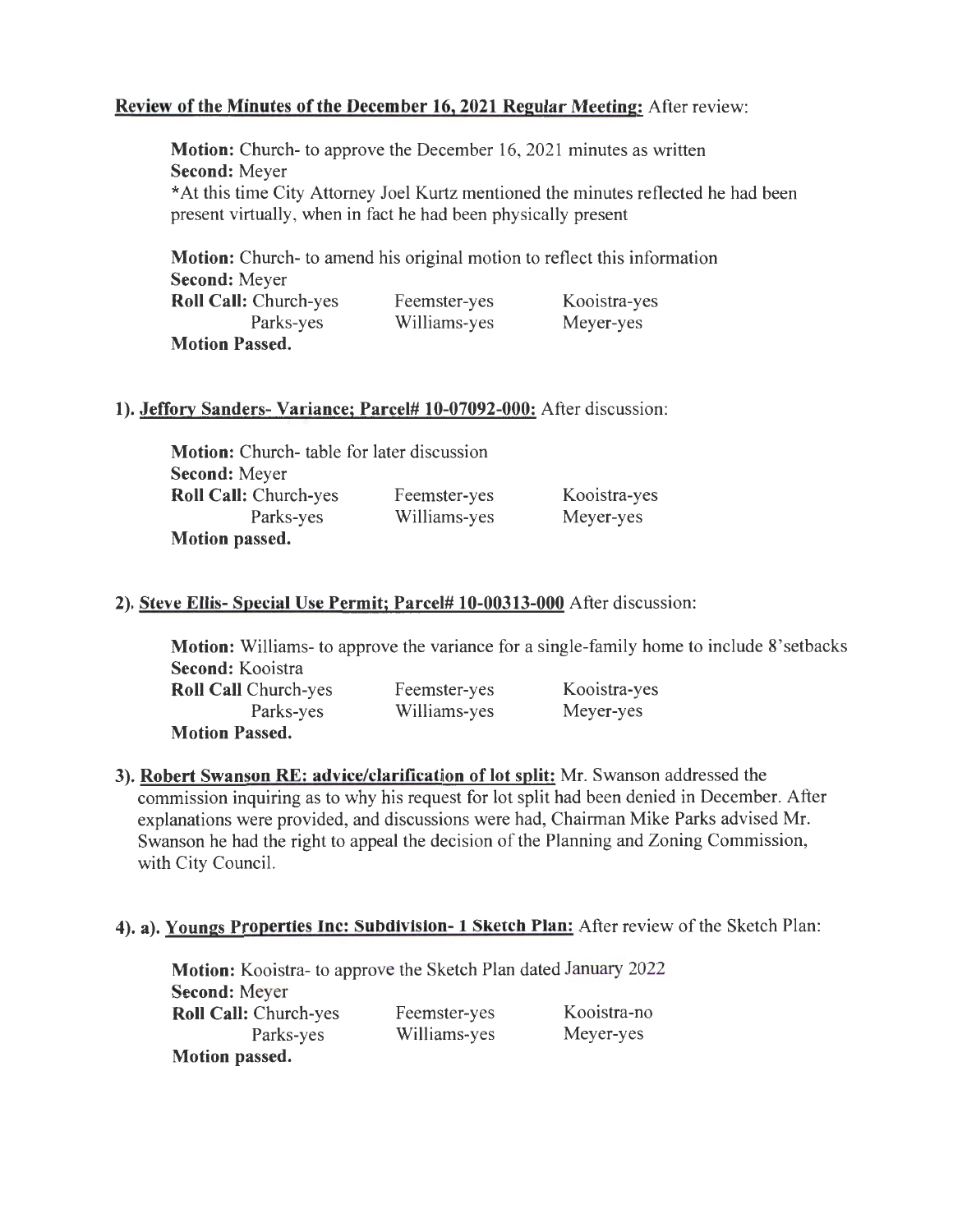**<u>Review of the Minutes of the December 16, 2021 Regular Meeting:</u>** After review:

> **Motion:** Church- to approve the December 16, 2021 minutes as written
> **Second:** Meyer
> *At this time City Attorney Joel Kurtz mentioned the minutes reflected he had been present virtually, when in fact he had been physically present
>
> **Motion:** Church- to amend his original motion to reflect this information
> **Second:** Meyer
>
> | | | |
> |---|---|---|
> | **Roll Call:** Church-yes | Feemster-yes | Kooistra-yes |
> | Parks-yes | Williams-yes | Meyer-yes |
>
> **Motion Passed.**

**1). <u>Jeffory Sanders- Variance; Parcel# 10-07092-000:</u>** After discussion:

> **Motion:** Church- table for later discussion
> **Second:** Meyer
>
> | | | |
> |---|---|---|
> | **Roll Call:** Church-yes | Feemster-yes | Kooistra-yes |
> | Parks-yes | Williams-yes | Meyer-yes |
>
> **Motion passed.**

**2). <u>Steve Ellis- Special Use Permit; Parcel# 10-00313-000</u>** After discussion:

> **Motion:** Williams- to approve the variance for a single-family home to include 8'setbacks
> **Second:** Kooistra
>
> | | | |
> |---|---|---|
> | **Roll Call** Church-yes | Feemster-yes | Kooistra-yes |
> | Parks-yes | Williams-yes | Meyer-yes |
>
> **Motion Passed.**

**3). <u>Robert Swanson RE: advice/clarification of lot split:</u>** Mr. Swanson addressed the commission inquiring as to why his request for lot split had been denied in December. After explanations were provided, and discussions were had, Chairman Mike Parks advised Mr. Swanson he had the right to appeal the decision of the Planning and Zoning Commission, with City Council.

**4). a). <u>Youngs Properties Inc: Subdivision- 1 Sketch Plan:</u>** After review of the Sketch Plan:

> **Motion:** Kooistra- to approve the Sketch Plan dated January 2022
> **Second:** Meyer
>
> | | | |
> |---|---|---|
> | **Roll Call:** Church-yes | Feemster-yes | Kooistra-no |
> | Parks-yes | Williams-yes | Meyer-yes |
>
> **Motion passed.**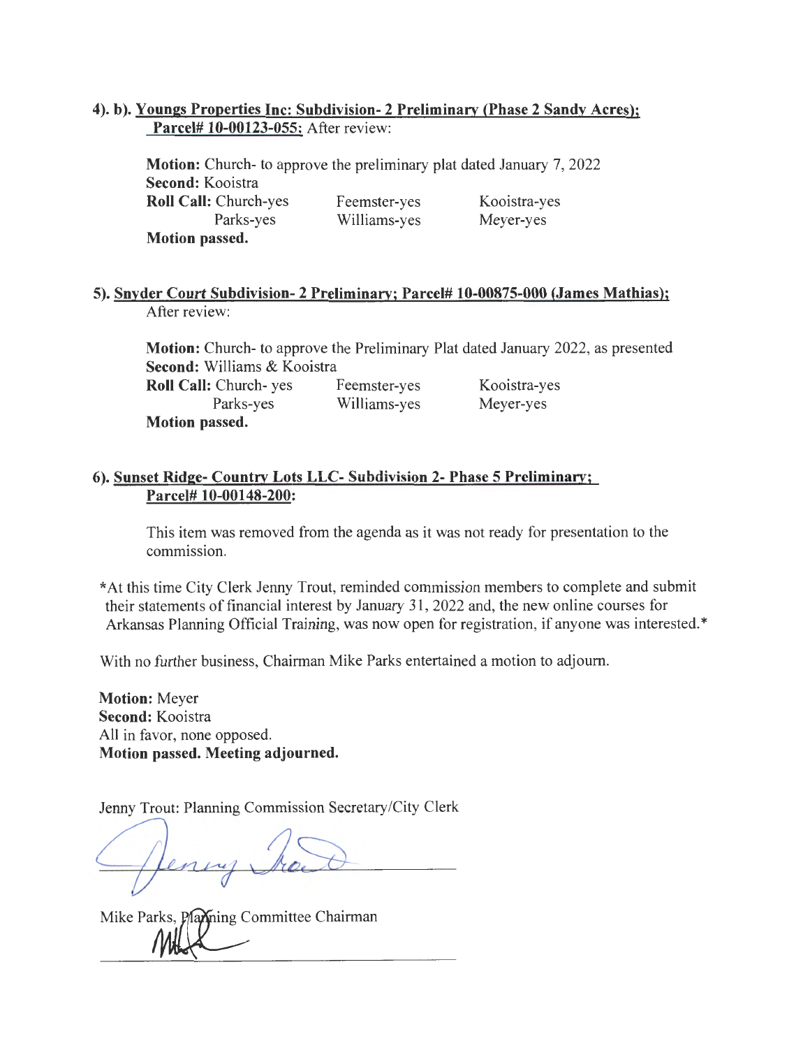**4). b). Youngs Properties Inc: Subdivision- 2 Preliminary (Phase 2 Sandy Acres); Parcel# 10-00123-055:** After review:

**Motion:** Church- to approve the preliminary plat dated January 7, 2022
**Second:** Kooistra
**Roll Call:** Church-yes Feemster-yes Kooistra-yes
Parks-yes Williams-yes Meyer-yes
**Motion passed.**

**5). Snyder Court Subdivision- 2 Preliminary; Parcel# 10-00875-000 (James Mathias);**
After review:

**Motion:** Church- to approve the Preliminary Plat dated January 2022, as presented
**Second:** Williams & Kooistra
**Roll Call:** Church- yes Feemster-yes Kooistra-yes
Parks-yes Williams-yes Meyer-yes
**Motion passed.**

**6). Sunset Ridge- Country Lots LLC- Subdivision 2- Phase 5 Preliminary; Parcel# 10-00148-200:**

This item was removed from the agenda as it was not ready for presentation to the commission.

*At this time City Clerk Jenny Trout, reminded commission members to complete and submit their statements of financial interest by January 31, 2022 and, the new online courses for Arkansas Planning Official Training, was now open for registration, if anyone was interested.*

With no further business, Chairman Mike Parks entertained a motion to adjourn.

**Motion:** Meyer
**Second:** Kooistra
All in favor, none opposed.
**Motion passed. Meeting adjourned.**

Jenny Trout: Planning Commission Secretary/City Clerk

Mike Parks, Planning Committee Chairman